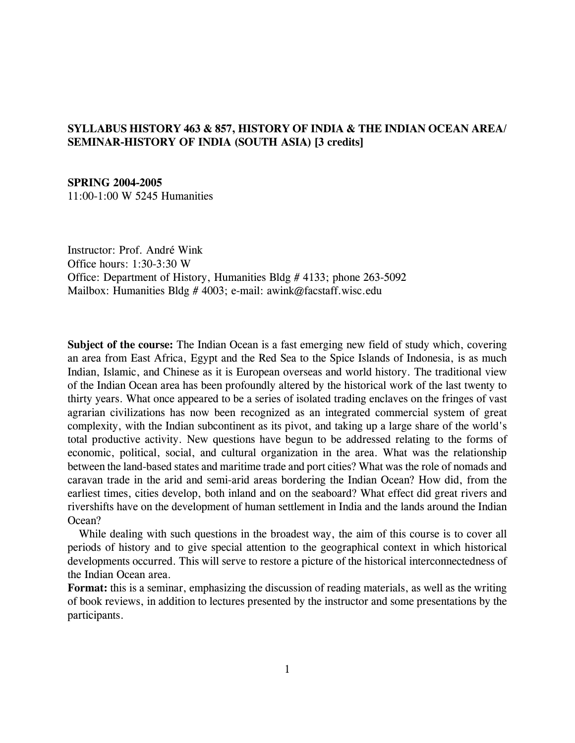**SYLLABUS HISTORY 463 & 857, HISTORY OF INDIA & THE INDIAN OCEAN AREA/ SEMINAR-HISTORY OF INDIA (SOUTH ASIA) [3 credits]**

**SPRING 2004-2005**
11:00-1:00 W 5245 Humanities

Instructor: Prof. André Wink
Office hours: 1:30-3:30 W
Office: Department of History, Humanities Bldg # 4133; phone 263-5092
Mailbox: Humanities Bldg # 4003; e-mail: awink@facstaff.wisc.edu

**Subject of the course:** The Indian Ocean is a fast emerging new field of study which, covering an area from East Africa, Egypt and the Red Sea to the Spice Islands of Indonesia, is as much Indian, Islamic, and Chinese as it is European overseas and world history. The traditional view of the Indian Ocean area has been profoundly altered by the historical work of the last twenty to thirty years. What once appeared to be a series of isolated trading enclaves on the fringes of vast agrarian civilizations has now been recognized as an integrated commercial system of great complexity, with the Indian subcontinent as its pivot, and taking up a large share of the world's total productive activity. New questions have begun to be addressed relating to the forms of economic, political, social, and cultural organization in the area. What was the relationship between the land-based states and maritime trade and port cities? What was the role of nomads and caravan trade in the arid and semi-arid areas bordering the Indian Ocean? How did, from the earliest times, cities develop, both inland and on the seaboard? What effect did great rivers and rivershifts have on the development of human settlement in India and the lands around the Indian Ocean?

While dealing with such questions in the broadest way, the aim of this course is to cover all periods of history and to give special attention to the geographical context in which historical developments occurred. This will serve to restore a picture of the historical interconnectedness of the Indian Ocean area.

**Format:** this is a seminar, emphasizing the discussion of reading materials, as well as the writing of book reviews, in addition to lectures presented by the instructor and some presentations by the participants.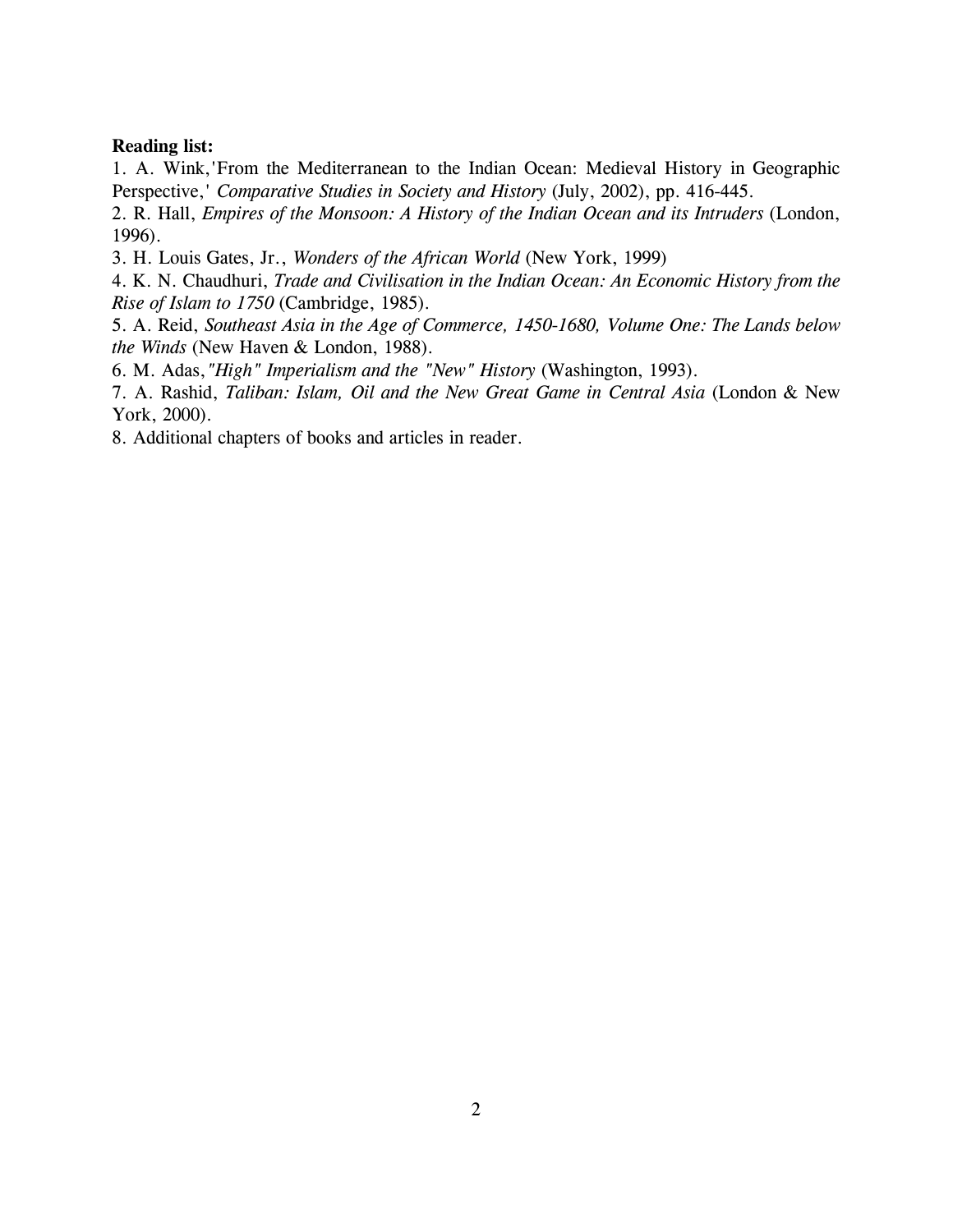**Reading list:**

1. A. Wink,'From the Mediterranean to the Indian Ocean: Medieval History in Geographic Perspective,' *Comparative Studies in Society and History* (July, 2002), pp. 416-445.
2. R. Hall, *Empires of the Monsoon: A History of the Indian Ocean and its Intruders* (London, 1996).
3. H. Louis Gates, Jr., *Wonders of the African World* (New York, 1999)
4. K. N. Chaudhuri, *Trade and Civilisation in the Indian Ocean: An Economic History from the Rise of Islam to 1750* (Cambridge, 1985).
5. A. Reid, *Southeast Asia in the Age of Commerce, 1450-1680, Volume One: The Lands below the Winds* (New Haven & London, 1988).
6. M. Adas, *"High" Imperialism and the "New" History* (Washington, 1993).
7. A. Rashid, *Taliban: Islam, Oil and the New Great Game in Central Asia* (London & New York, 2000).
8. Additional chapters of books and articles in reader.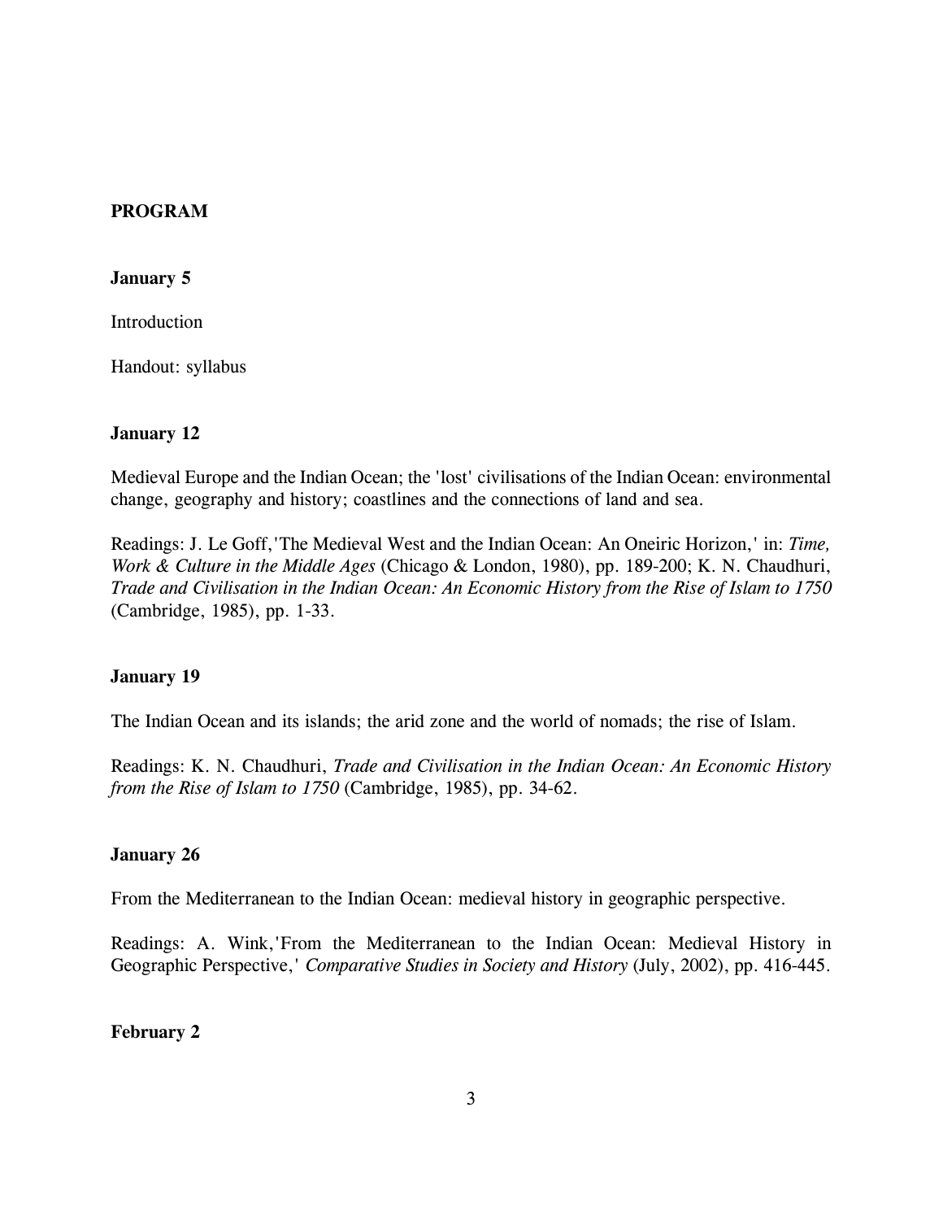**PROGRAM**

**January 5**

Introduction

Handout: syllabus

**January 12**

Medieval Europe and the Indian Ocean; the 'lost' civilisations of the Indian Ocean: environmental change, geography and history; coastlines and the connections of land and sea.

Readings: J. Le Goff,'The Medieval West and the Indian Ocean: An Oneiric Horizon,' in: *Time, Work & Culture in the Middle Ages* (Chicago & London, 1980), pp. 189-200; K. N. Chaudhuri, *Trade and Civilisation in the Indian Ocean: An Economic History from the Rise of Islam to 1750* (Cambridge, 1985), pp. 1-33.

**January 19**

The Indian Ocean and its islands; the arid zone and the world of nomads; the rise of Islam.

Readings: K. N. Chaudhuri, *Trade and Civilisation in the Indian Ocean: An Economic History from the Rise of Islam to 1750* (Cambridge, 1985), pp. 34-62.

**January 26**

From the Mediterranean to the Indian Ocean: medieval history in geographic perspective.

Readings: A. Wink,'From the Mediterranean to the Indian Ocean: Medieval History in Geographic Perspective,' *Comparative Studies in Society and History* (July, 2002), pp. 416-445.

**February 2**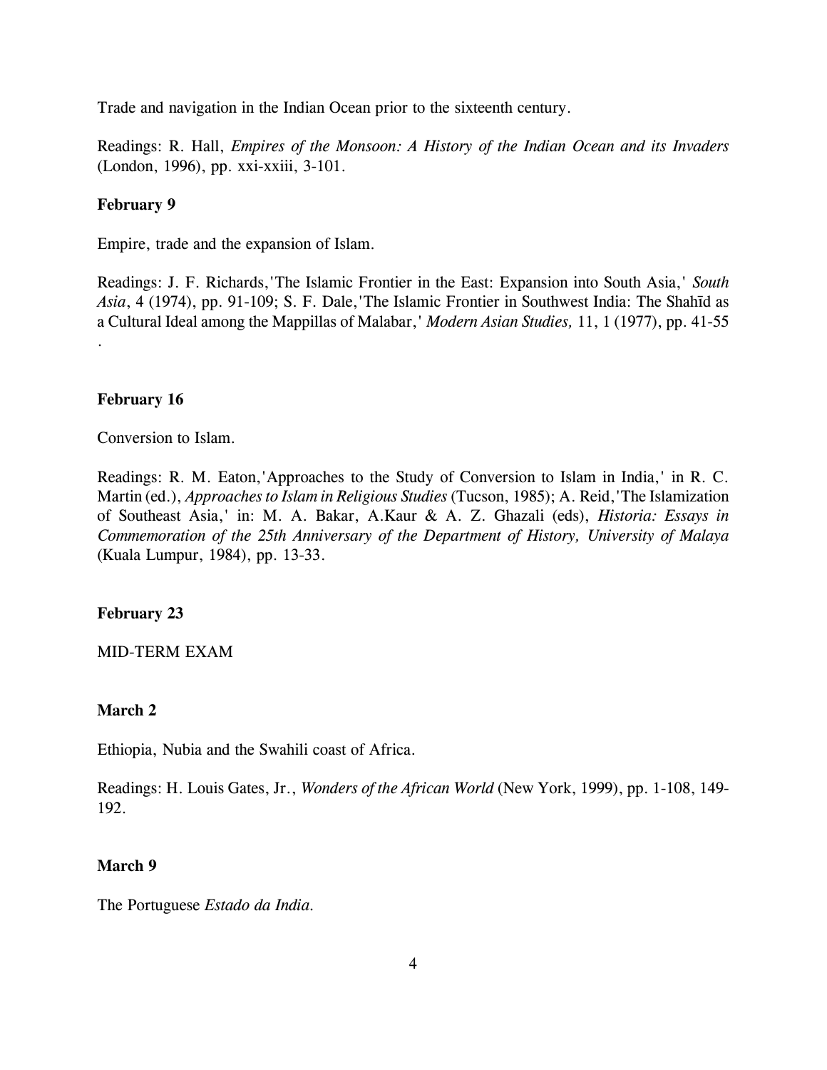Trade and navigation in the Indian Ocean prior to the sixteenth century.

Readings: R. Hall, *Empires of the Monsoon: A History of the Indian Ocean and its Invaders* (London, 1996), pp. xxi-xxiii, 3-101.

**February 9**

Empire, trade and the expansion of Islam.

Readings: J. F. Richards, 'The Islamic Frontier in the East: Expansion into South Asia,' *South Asia*, 4 (1974), pp. 91-109; S. F. Dale, 'The Islamic Frontier in Southwest India: The Shahīd as a Cultural Ideal among the Mappillas of Malabar,' *Modern Asian Studies,* 11, 1 (1977), pp. 41-55 .

**February 16**

Conversion to Islam.

Readings: R. M. Eaton, 'Approaches to the Study of Conversion to Islam in India,' in R. C. Martin (ed.), *Approaches to Islam in Religious Studies* (Tucson, 1985); A. Reid, 'The Islamization of Southeast Asia,' in: M. A. Bakar, A.Kaur & A. Z. Ghazali (eds), *Historia: Essays in Commemoration of the 25th Anniversary of the Department of History, University of Malaya* (Kuala Lumpur, 1984), pp. 13-33.

**February 23**

MID-TERM EXAM

**March 2**

Ethiopia, Nubia and the Swahili coast of Africa.

Readings: H. Louis Gates, Jr., *Wonders of the African World* (New York, 1999), pp. 1-108, 149-192.

**March 9**

The Portuguese *Estado da India.*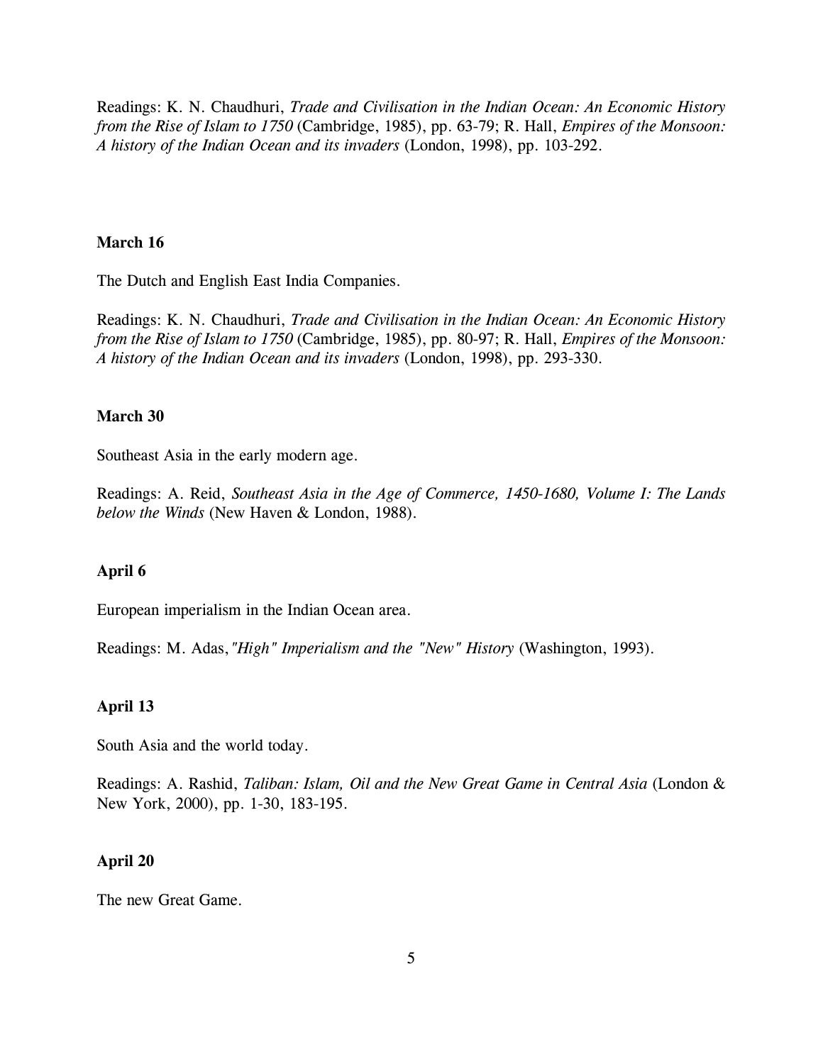Readings: K. N. Chaudhuri, *Trade and Civilisation in the Indian Ocean: An Economic History from the Rise of Islam to 1750* (Cambridge, 1985), pp. 63-79; R. Hall, *Empires of the Monsoon: A history of the Indian Ocean and its invaders* (London, 1998), pp. 103-292.

**March 16**

The Dutch and English East India Companies.

Readings: K. N. Chaudhuri, *Trade and Civilisation in the Indian Ocean: An Economic History from the Rise of Islam to 1750* (Cambridge, 1985), pp. 80-97; R. Hall, *Empires of the Monsoon: A history of the Indian Ocean and its invaders* (London, 1998), pp. 293-330.

**March 30**

Southeast Asia in the early modern age.

Readings: A. Reid, *Southeast Asia in the Age of Commerce, 1450-1680, Volume I: The Lands below the Winds* (New Haven & London, 1988).

**April 6**

European imperialism in the Indian Ocean area.

Readings: M. Adas, *"High" Imperialism and the "New" History* (Washington, 1993).

**April 13**

South Asia and the world today.

Readings: A. Rashid, *Taliban: Islam, Oil and the New Great Game in Central Asia* (London & New York, 2000), pp. 1-30, 183-195.

**April 20**

The new Great Game.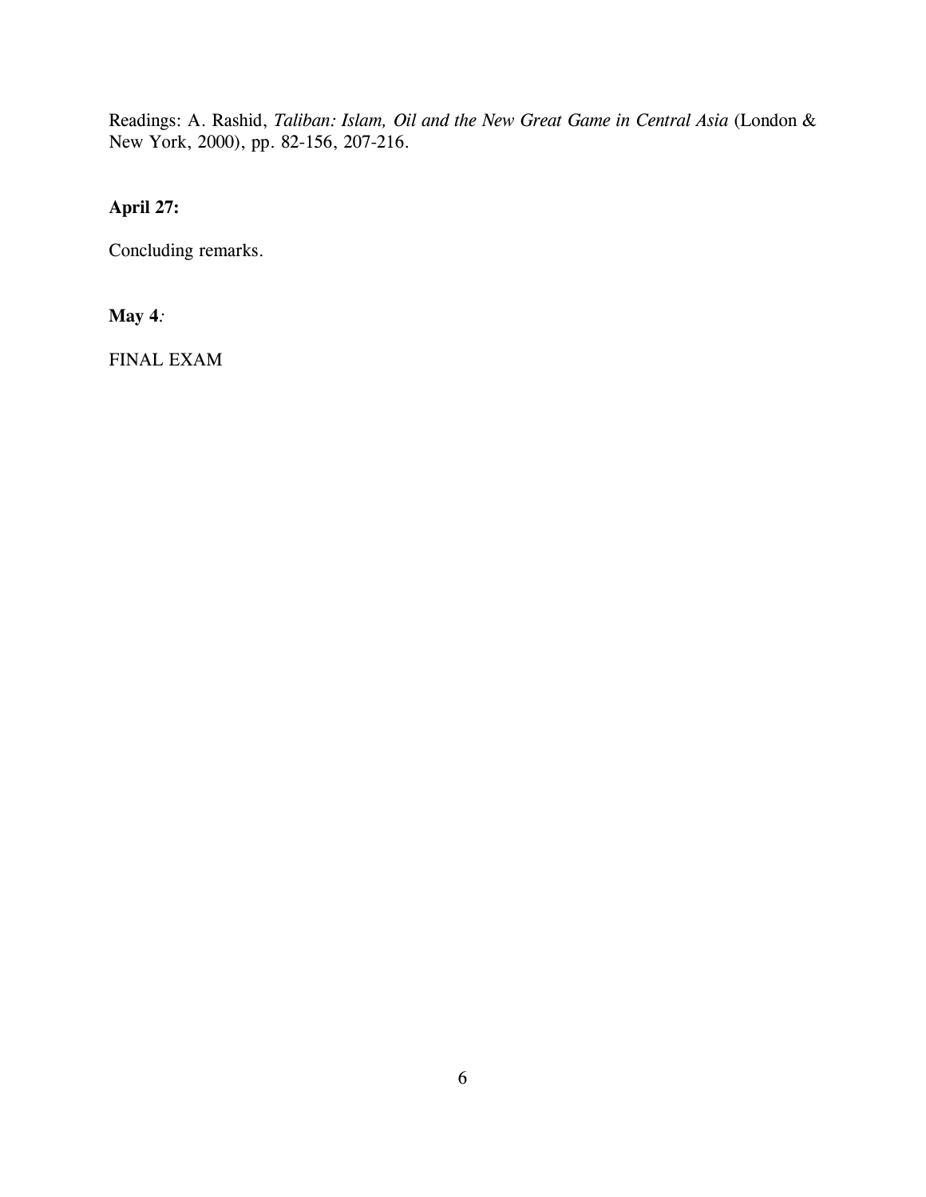Readings: A. Rashid, *Taliban: Islam, Oil and the New Great Game in Central Asia* (London & New York, 2000), pp. 82-156, 207-216.

**April 27:**

Concluding remarks.

**May 4***:*

FINAL EXAM